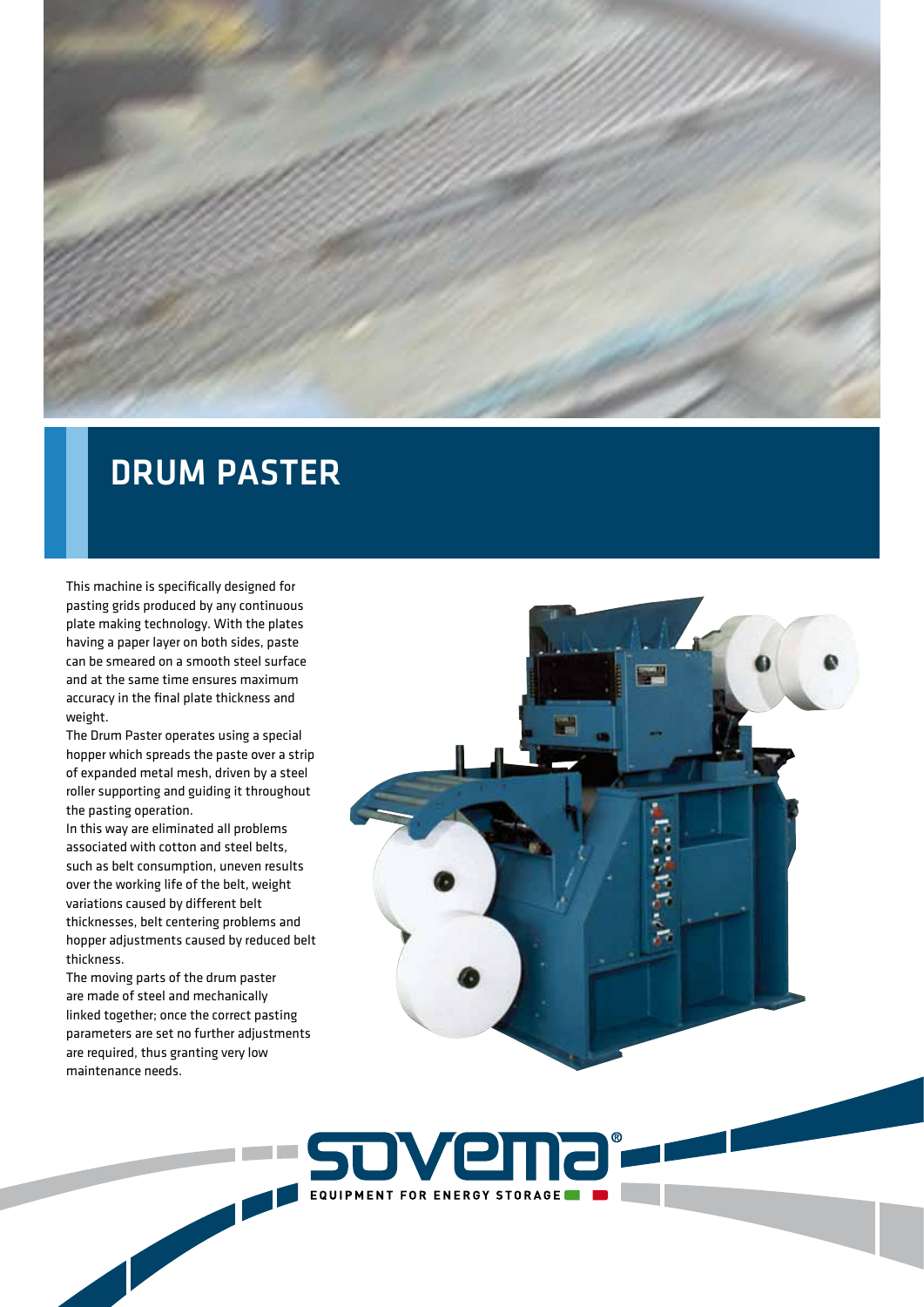# DRUM PASTER

This machine is specifically designed for pasting grids produced by any continuous plate making technology. With the plates having a paper layer on both sides, paste can be smeared on a smooth steel surface and at the same time ensures maximum accuracy in the final plate thickness and weight.

The Drum Paster operates using a special hopper which spreads the paste over a strip of expanded metal mesh, driven by a steel roller supporting and guiding it throughout the pasting operation.

In this way are eliminated all problems associated with cotton and steel belts, such as belt consumption, uneven results over the working life of the belt, weight variations caused by different belt thicknesses, belt centering problems and hopper adjustments caused by reduced belt thickness.

The moving parts of the drum paster are made of steel and mechanically linked together; once the correct pasting parameters are set no further adjustments are required, thus granting very low maintenance needs.

sovema®

EQUIPMENT FOR ENERGY STORAGE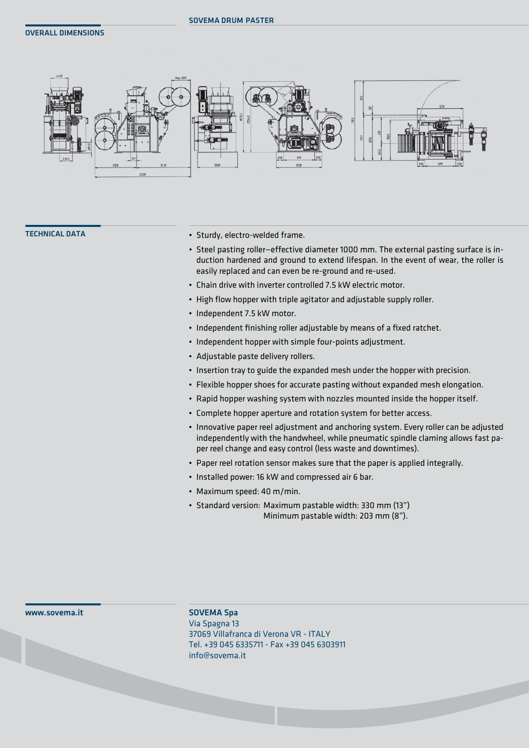## OVERALL DIMENSIONS

## TECHNICAL DATA

- Sturdy, electro-welded frame.
- Steel pasting roller—effective diameter 1000 mm. The external pasting surface is induction hardened and ground to extend lifespan. In the event of wear, the roller is easily replaced and can even be re-ground and re-used.
- Chain drive with inverter controlled 7.5 kW electric motor.
- High flow hopper with triple agitator and adjustable supply roller.
- Independent 7.5 kW motor.
- Independent finishing roller adjustable by means of a fixed ratchet.
- Independent hopper with simple four-points adjustment.
- Adjustable paste delivery rollers.
- Insertion tray to guide the expanded mesh under the hopper with precision.
- Flexible hopper shoes for accurate pasting without expanded mesh elongation.
- Rapid hopper washing system with nozzles mounted inside the hopper itself.
- Complete hopper aperture and rotation system for better access.
- Innovative paper reel adjustment and anchoring system. Every roller can be adjusted independently with the handwheel, while pneumatic spindle claming allows fast paper reel change and easy control (less waste and downtimes).
- Paper reel rotation sensor makes sure that the paper is applied integrally.
- Installed power: 16 kW and compressed air 6 bar.
- Maximum speed: 40 m/min.
- Standard version: Maximum pastable width: 330 mm (13")
  Minimum pastable width: 203 mm (8").

www.sovema.it

**SOVEMA Spa**
Via Spagna 13
37069 Villafranca di Verona VR - ITALY
Tel. +39 045 6335711 - Fax +39 045 6303911
info@sovema.it